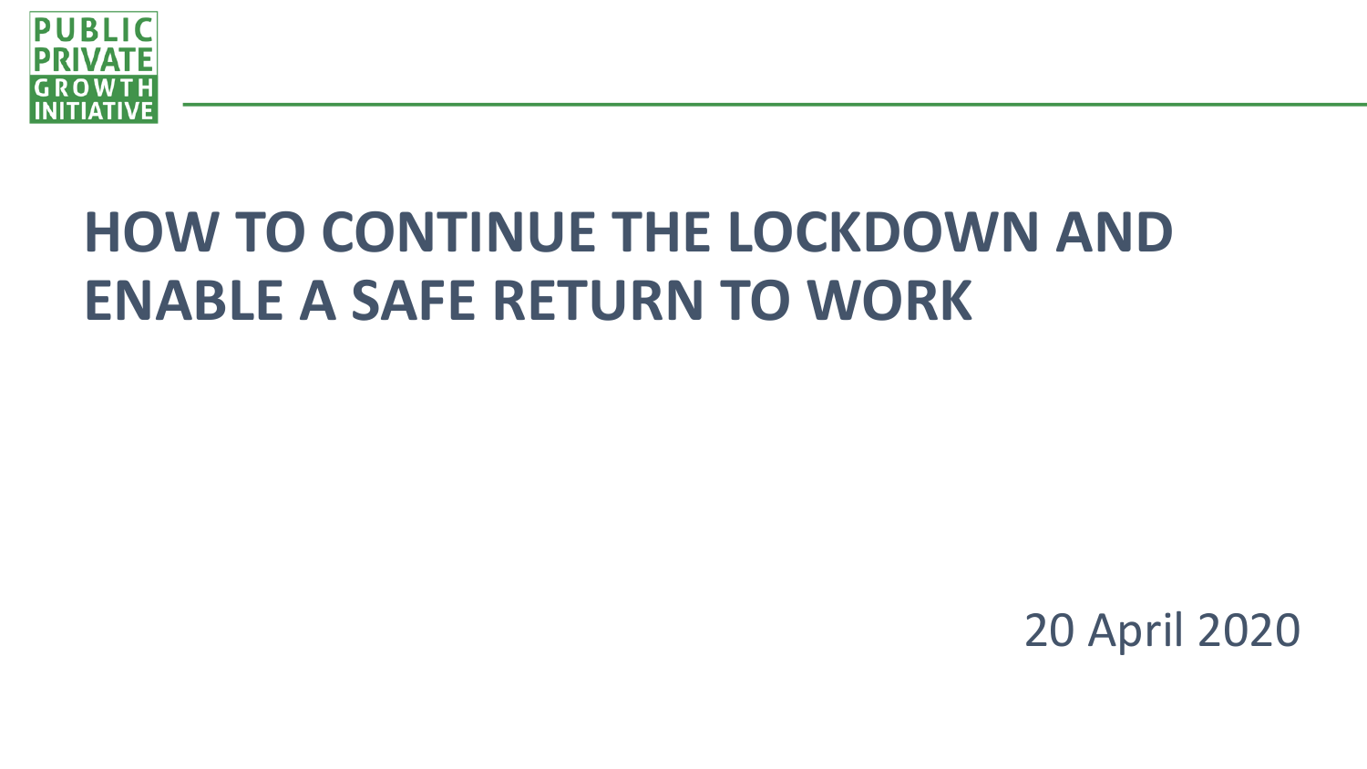PUBLIC PRIVATE GROWTH INITIATIVE

# HOW TO CONTINUE THE LOCKDOWN AND ENABLE A SAFE RETURN TO WORK

20 April 2020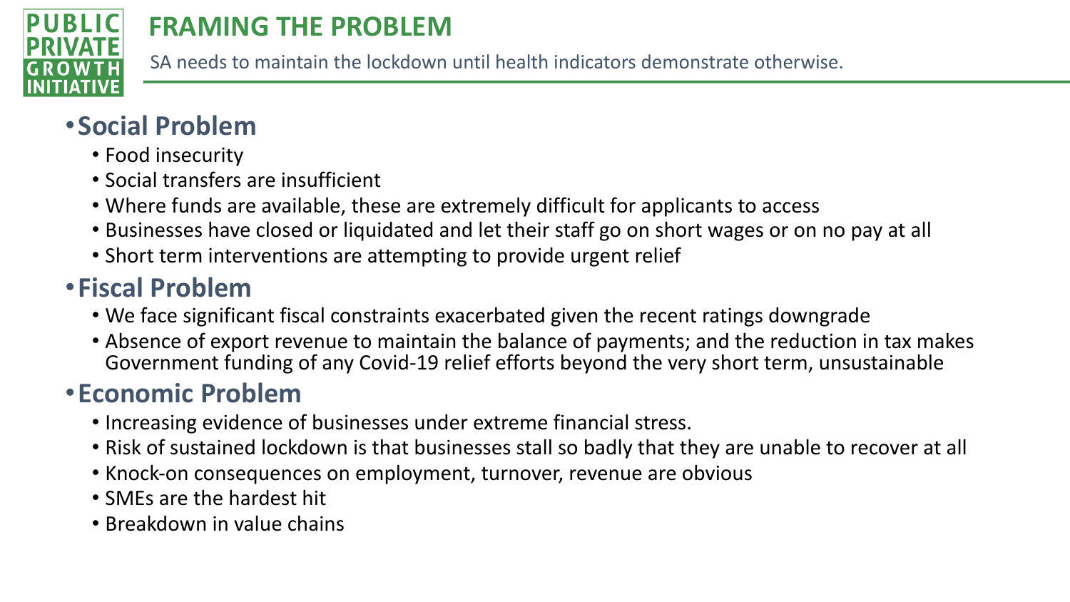# FRAMING THE PROBLEM

SA needs to maintain the lockdown until health indicators demonstrate otherwise.

- **Social Problem**
  - Food insecurity
  - Social transfers are insufficient
  - Where funds are available, these are extremely difficult for applicants to access
  - Businesses have closed or liquidated and let their staff go on short wages or on no pay at all
  - Short term interventions are attempting to provide urgent relief
- **Fiscal Problem**
  - We face significant fiscal constraints exacerbated given the recent ratings downgrade
  - Absence of export revenue to maintain the balance of payments; and the reduction in tax makes Government funding of any Covid-19 relief efforts beyond the very short term, unsustainable
- **Economic Problem**
  - Increasing evidence of businesses under extreme financial stress.
  - Risk of sustained lockdown is that businesses stall so badly that they are unable to recover at all
  - Knock-on consequences on employment, turnover, revenue are obvious
  - SMEs are the hardest hit
  - Breakdown in value chains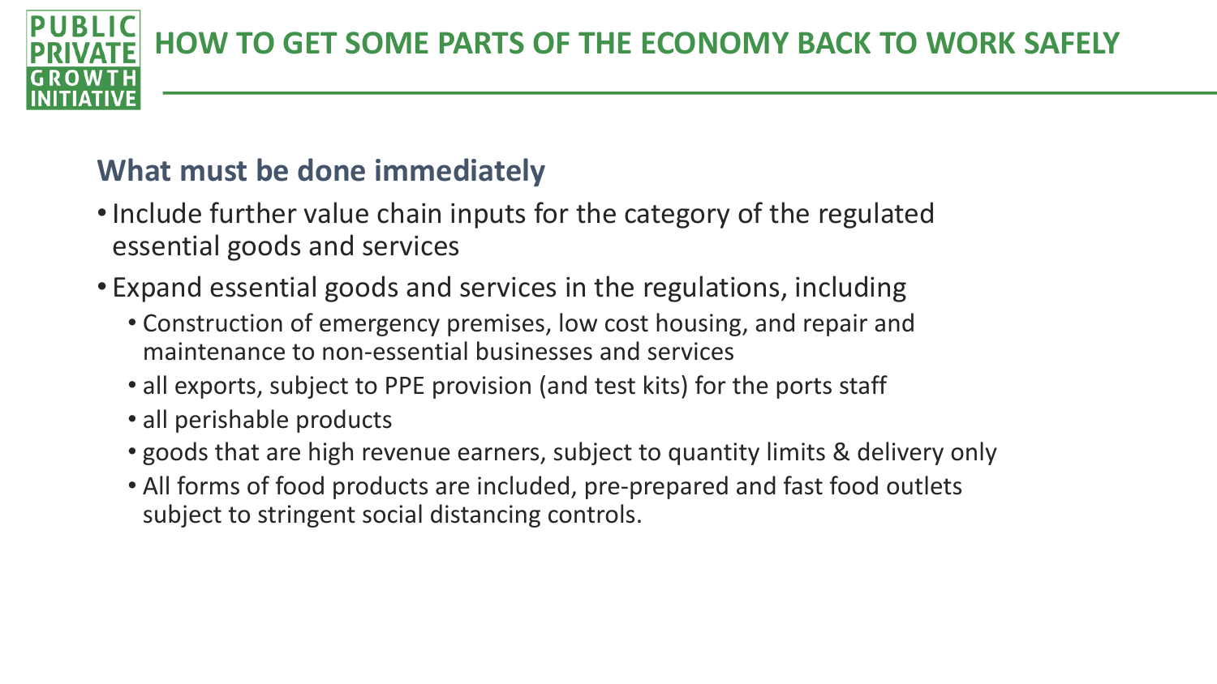# HOW TO GET SOME PARTS OF THE ECONOMY BACK TO WORK SAFELY

## What must be done immediately

- Include further value chain inputs for the category of the regulated essential goods and services
- Expand essential goods and services in the regulations, including
  - Construction of emergency premises, low cost housing, and repair and maintenance to non-essential businesses and services
  - all exports, subject to PPE provision (and test kits) for the ports staff
  - all perishable products
  - goods that are high revenue earners, subject to quantity limits & delivery only
  - All forms of food products are included, pre-prepared and fast food outlets subject to stringent social distancing controls.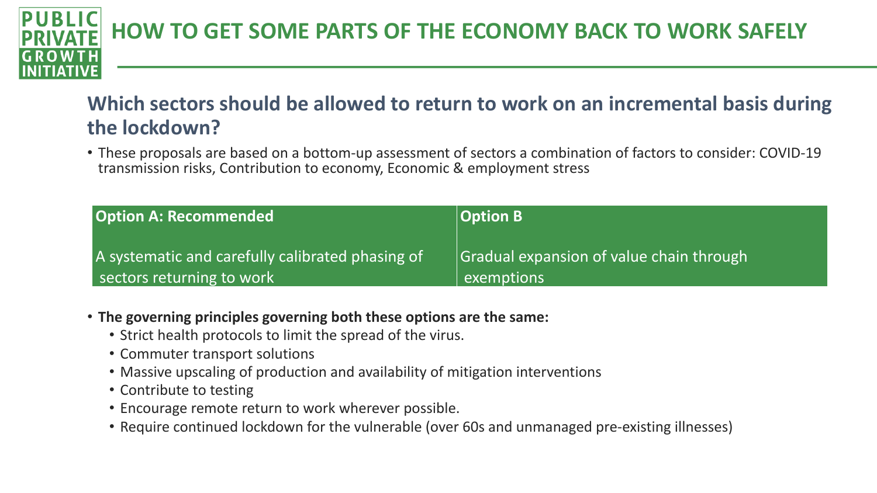# HOW TO GET SOME PARTS OF THE ECONOMY BACK TO WORK SAFELY

## Which sectors should be allowed to return to work on an incremental basis during the lockdown?

- These proposals are based on a bottom-up assessment of sectors a combination of factors to consider: COVID-19 transmission risks, Contribution to economy, Economic & employment stress

| Option A: Recommended | Option B |
| --- | --- |
| A systematic and carefully calibrated phasing of sectors returning to work | Gradual expansion of value chain through exemptions |

- **The governing principles governing both these options are the same:**
  - Strict health protocols to limit the spread of the virus.
  - Commuter transport solutions
  - Massive upscaling of production and availability of mitigation interventions
  - Contribute to testing
  - Encourage remote return to work wherever possible.
  - Require continued lockdown for the vulnerable (over 60s and unmanaged pre-existing illnesses)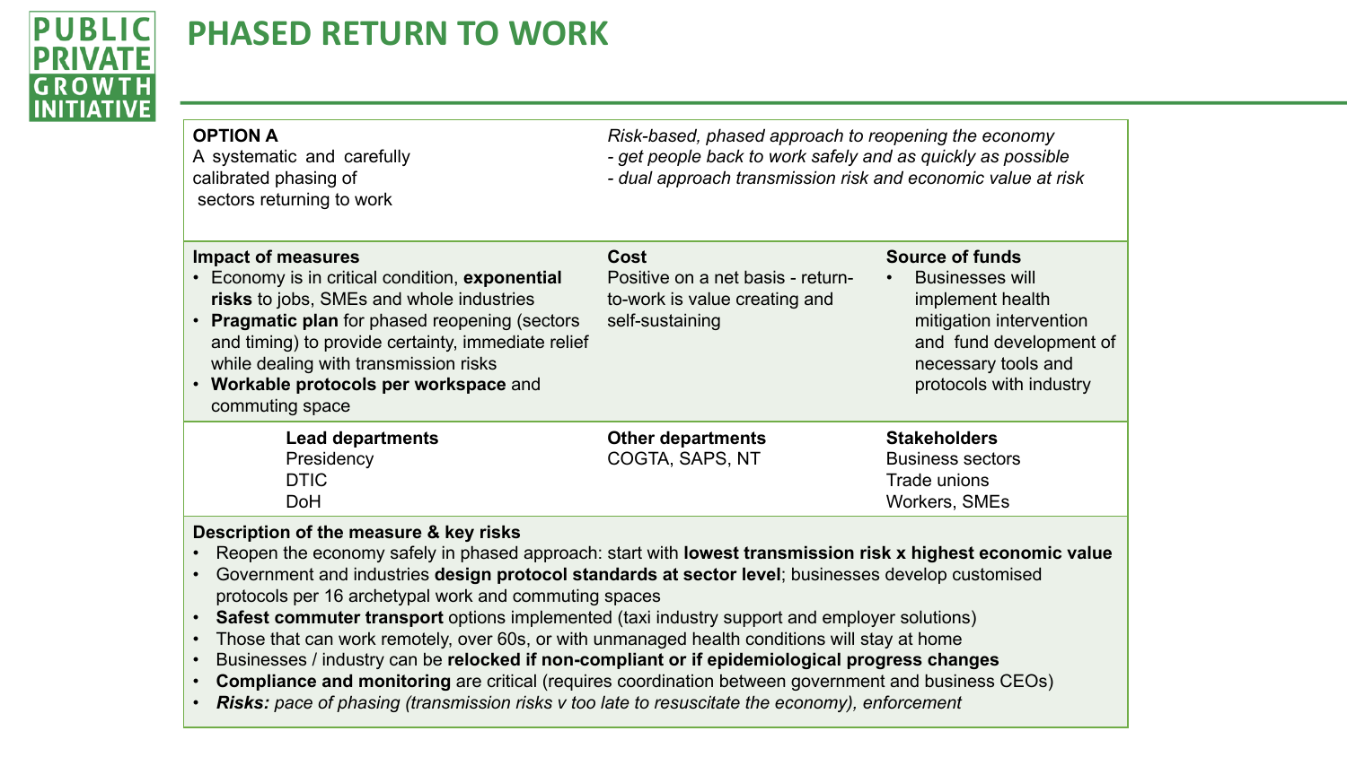# PHASED RETURN TO WORK

**OPTION A**
A systematic and carefully calibrated phasing of sectors returning to work

*Risk-based, phased approach to reopening the economy*
*- get people back to work safely and as quickly as possible*
*- dual approach transmission risk and economic value at risk*

**Impact of measures**
- Economy is in critical condition, **exponential risks** to jobs, SMEs and whole industries
- **Pragmatic plan** for phased reopening (sectors and timing) to provide certainty, immediate relief while dealing with transmission risks
- **Workable protocols per workspace** and commuting space

**Cost**
Positive on a net basis - return-to-work is value creating and self-sustaining

**Source of funds**
- Businesses will implement health mitigation intervention and fund development of necessary tools and protocols with industry

**Lead departments**
Presidency
DTIC
DoH

**Other departments**
COGTA, SAPS, NT

**Stakeholders**
Business sectors
Trade unions
Workers, SMEs

**Description of the measure & key risks**
- Reopen the economy safely in phased approach: start with **lowest transmission risk x highest economic value**
- Government and industries **design protocol standards at sector level**; businesses develop customised protocols per 16 archetypal work and commuting spaces
- **Safest commuter transport** options implemented (taxi industry support and employer solutions)
- Those that can work remotely, over 60s, or with unmanaged health conditions will stay at home
- Businesses / industry can be **relocked if non-compliant or if epidemiological progress changes**
- **Compliance and monitoring** are critical (requires coordination between government and business CEOs)
- ***Risks:*** *pace of phasing (transmission risks v too late to resuscitate the economy), enforcement*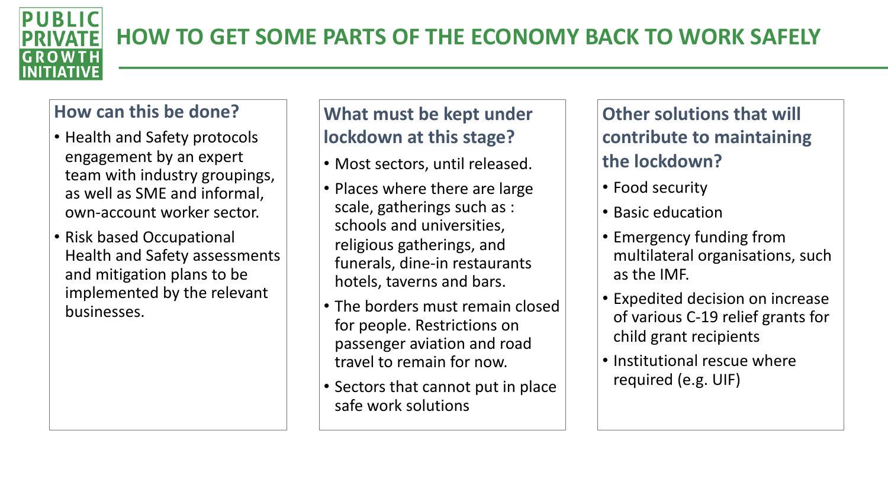# HOW TO GET SOME PARTS OF THE ECONOMY BACK TO WORK SAFELY

## How can this be done?

- Health and Safety protocols engagement by an expert team with industry groupings, as well as SME and informal, own-account worker sector.
- Risk based Occupational Health and Safety assessments and mitigation plans to be implemented by the relevant businesses.

## What must be kept under lockdown at this stage?

- Most sectors, until released.
- Places where there are large scale, gatherings such as : schools and universities, religious gatherings, and funerals, dine-in restaurants hotels, taverns and bars.
- The borders must remain closed for people. Restrictions on passenger aviation and road travel to remain for now.
- Sectors that cannot put in place safe work solutions

## Other solutions that will contribute to maintaining the lockdown?

- Food security
- Basic education
- Emergency funding from multilateral organisations, such as the IMF.
- Expedited decision on increase of various C-19 relief grants for child grant recipients
- Institutional rescue where required (e.g. UIF)